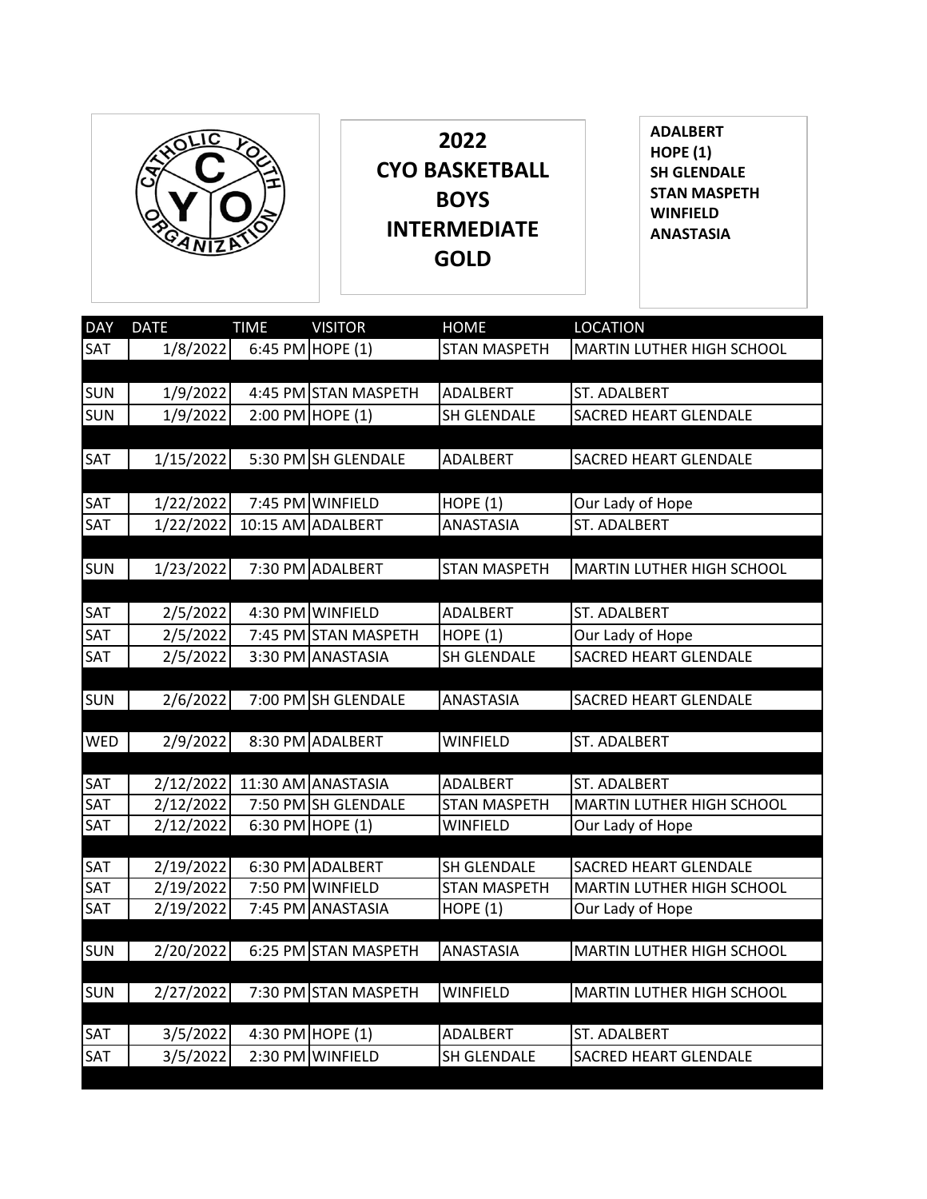# 2022 CYO BASKETBALL BOYS INTERMEDIATE GOLD

**ADALBERT**
**HOPE (1)**
**SH GLENDALE**
**STAN MASPETH**
**WINFIELD**
**ANASTASIA**

| DAY | DATE | TIME | VISITOR | HOME | LOCATION |
|---|---|---|---|---|---|
| SAT | 1/8/2022 | 6:45 PM | HOPE (1) | STAN MASPETH | MARTIN LUTHER HIGH SCHOOL |
| | | | | | |
| SUN | 1/9/2022 | 4:45 PM | STAN MASPETH | ADALBERT | ST. ADALBERT |
| SUN | 1/9/2022 | 2:00 PM | HOPE (1) | SH GLENDALE | SACRED HEART GLENDALE |
| | | | | | |
| SAT | 1/15/2022 | 5:30 PM | SH GLENDALE | ADALBERT | SACRED HEART GLENDALE |
| | | | | | |
| SAT | 1/22/2022 | 7:45 PM | WINFIELD | HOPE (1) | Our Lady of Hope |
| SAT | 1/22/2022 | 10:15 AM | ADALBERT | ANASTASIA | ST. ADALBERT |
| | | | | | |
| SUN | 1/23/2022 | 7:30 PM | ADALBERT | STAN MASPETH | MARTIN LUTHER HIGH SCHOOL |
| | | | | | |
| SAT | 2/5/2022 | 4:30 PM | WINFIELD | ADALBERT | ST. ADALBERT |
| SAT | 2/5/2022 | 7:45 PM | STAN MASPETH | HOPE (1) | Our Lady of Hope |
| SAT | 2/5/2022 | 3:30 PM | ANASTASIA | SH GLENDALE | SACRED HEART GLENDALE |
| | | | | | |
| SUN | 2/6/2022 | 7:00 PM | SH GLENDALE | ANASTASIA | SACRED HEART GLENDALE |
| | | | | | |
| WED | 2/9/2022 | 8:30 PM | ADALBERT | WINFIELD | ST. ADALBERT |
| | | | | | |
| SAT | 2/12/2022 | 11:30 AM | ANASTASIA | ADALBERT | ST. ADALBERT |
| SAT | 2/12/2022 | 7:50 PM | SH GLENDALE | STAN MASPETH | MARTIN LUTHER HIGH SCHOOL |
| SAT | 2/12/2022 | 6:30 PM | HOPE (1) | WINFIELD | Our Lady of Hope |
| | | | | | |
| SAT | 2/19/2022 | 6:30 PM | ADALBERT | SH GLENDALE | SACRED HEART GLENDALE |
| SAT | 2/19/2022 | 7:50 PM | WINFIELD | STAN MASPETH | MARTIN LUTHER HIGH SCHOOL |
| SAT | 2/19/2022 | 7:45 PM | ANASTASIA | HOPE (1) | Our Lady of Hope |
| | | | | | |
| SUN | 2/20/2022 | 6:25 PM | STAN MASPETH | ANASTASIA | MARTIN LUTHER HIGH SCHOOL |
| | | | | | |
| SUN | 2/27/2022 | 7:30 PM | STAN MASPETH | WINFIELD | MARTIN LUTHER HIGH SCHOOL |
| | | | | | |
| SAT | 3/5/2022 | 4:30 PM | HOPE (1) | ADALBERT | ST. ADALBERT |
| SAT | 3/5/2022 | 2:30 PM | WINFIELD | SH GLENDALE | SACRED HEART GLENDALE |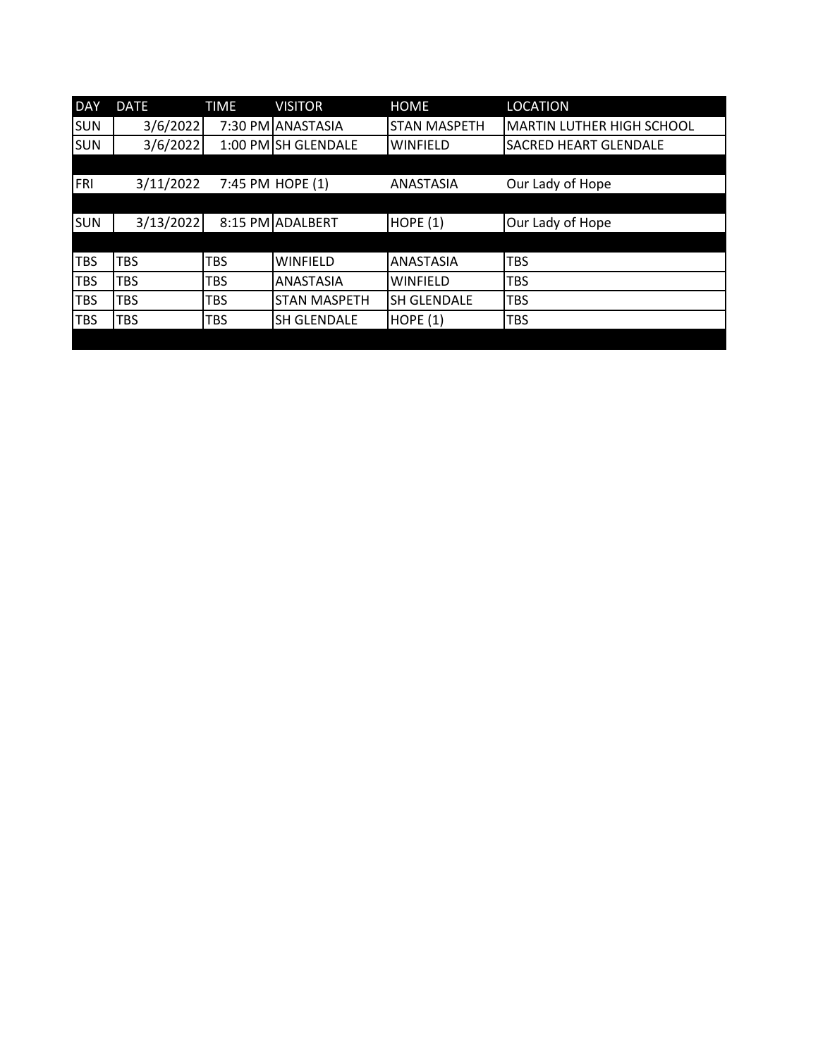| DAY | DATE | TIME | VISITOR | HOME | LOCATION |
|---|---|---|---|---|---|
| SUN | 3/6/2022 | 7:30 PM | ANASTASIA | STAN MASPETH | MARTIN LUTHER HIGH SCHOOL |
| SUN | 3/6/2022 | 1:00 PM | SH GLENDALE | WINFIELD | SACRED HEART GLENDALE |
| | | | | | |
| FRI | 3/11/2022 | 7:45 PM | HOPE (1) | ANASTASIA | Our Lady of Hope |
| | | | | | |
| SUN | 3/13/2022 | 8:15 PM | ADALBERT | HOPE (1) | Our Lady of Hope |
| | | | | | |
| TBS | TBS | TBS | WINFIELD | ANASTASIA | TBS |
| TBS | TBS | TBS | ANASTASIA | WINFIELD | TBS |
| TBS | TBS | TBS | STAN MASPETH | SH GLENDALE | TBS |
| TBS | TBS | TBS | SH GLENDALE | HOPE (1) | TBS |